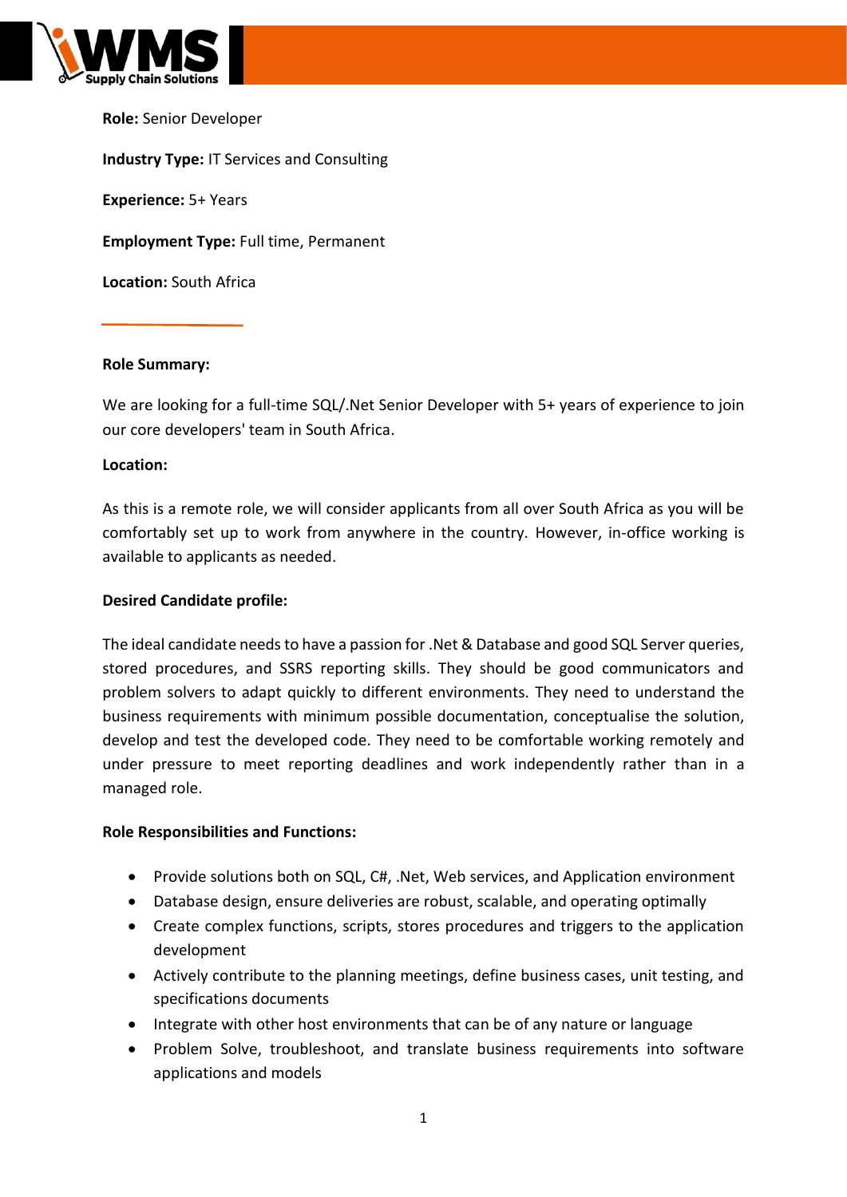**Role:** Senior Developer

**Industry Type:** IT Services and Consulting

**Experience:** 5+ Years

**Employment Type:** Full time, Permanent

**Location:** South Africa

---

**Role Summary:**

We are looking for a full-time SQL/.Net Senior Developer with 5+ years of experience to join our core developers' team in South Africa.

**Location:**

As this is a remote role, we will consider applicants from all over South Africa as you will be comfortably set up to work from anywhere in the country. However, in-office working is available to applicants as needed.

**Desired Candidate profile:**

The ideal candidate needs to have a passion for .Net & Database and good SQL Server queries, stored procedures, and SSRS reporting skills. They should be good communicators and problem solvers to adapt quickly to different environments. They need to understand the business requirements with minimum possible documentation, conceptualise the solution, develop and test the developed code. They need to be comfortable working remotely and under pressure to meet reporting deadlines and work independently rather than in a managed role.

**Role Responsibilities and Functions:**

- Provide solutions both on SQL, C#, .Net, Web services, and Application environment
- Database design, ensure deliveries are robust, scalable, and operating optimally
- Create complex functions, scripts, stores procedures and triggers to the application development
- Actively contribute to the planning meetings, define business cases, unit testing, and specifications documents
- Integrate with other host environments that can be of any nature or language
- Problem Solve, troubleshoot, and translate business requirements into software applications and models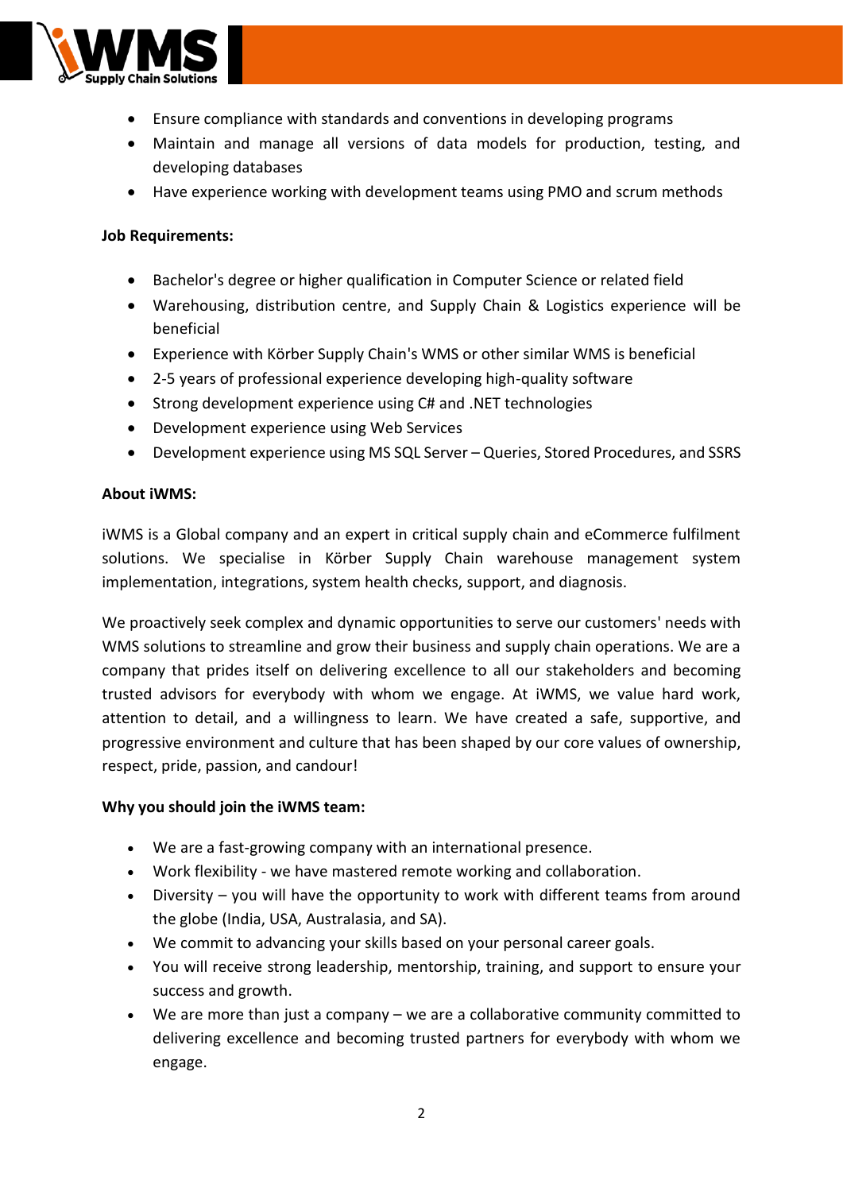- Ensure compliance with standards and conventions in developing programs
- Maintain and manage all versions of data models for production, testing, and developing databases
- Have experience working with development teams using PMO and scrum methods

**Job Requirements:**

- Bachelor's degree or higher qualification in Computer Science or related field
- Warehousing, distribution centre, and Supply Chain & Logistics experience will be beneficial
- Experience with Körber Supply Chain's WMS or other similar WMS is beneficial
- 2-5 years of professional experience developing high-quality software
- Strong development experience using C# and .NET technologies
- Development experience using Web Services
- Development experience using MS SQL Server – Queries, Stored Procedures, and SSRS

**About iWMS:**

iWMS is a Global company and an expert in critical supply chain and eCommerce fulfilment solutions. We specialise in Körber Supply Chain warehouse management system implementation, integrations, system health checks, support, and diagnosis.

We proactively seek complex and dynamic opportunities to serve our customers' needs with WMS solutions to streamline and grow their business and supply chain operations. We are a company that prides itself on delivering excellence to all our stakeholders and becoming trusted advisors for everybody with whom we engage. At iWMS, we value hard work, attention to detail, and a willingness to learn. We have created a safe, supportive, and progressive environment and culture that has been shaped by our core values of ownership, respect, pride, passion, and candour!

**Why you should join the iWMS team:**

- We are a fast-growing company with an international presence.
- Work flexibility - we have mastered remote working and collaboration.
- Diversity – you will have the opportunity to work with different teams from around the globe (India, USA, Australasia, and SA).
- We commit to advancing your skills based on your personal career goals.
- You will receive strong leadership, mentorship, training, and support to ensure your success and growth.
- We are more than just a company – we are a collaborative community committed to delivering excellence and becoming trusted partners for everybody with whom we engage.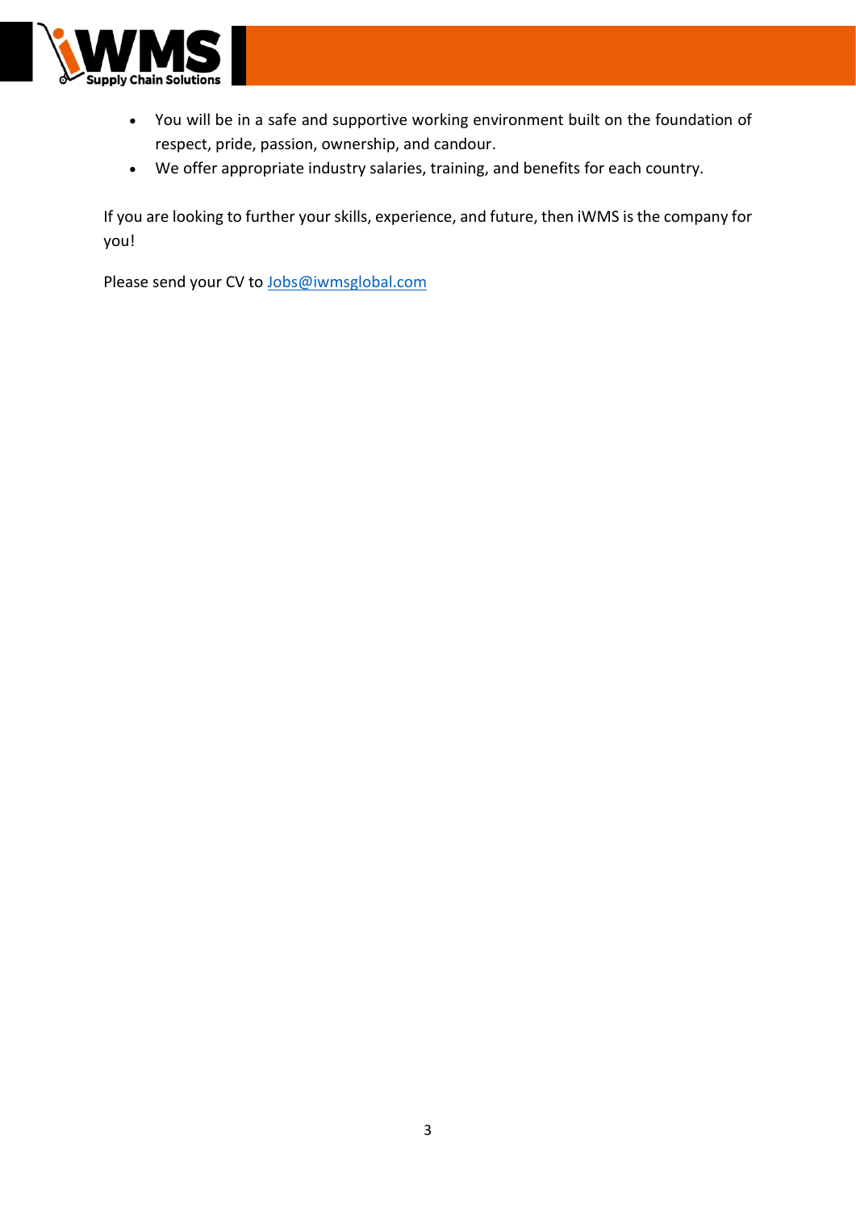- You will be in a safe and supportive working environment built on the foundation of respect, pride, passion, ownership, and candour.
- We offer appropriate industry salaries, training, and benefits for each country.

If you are looking to further your skills, experience, and future, then iWMS is the company for you!

Please send your CV to Jobs@iwmsglobal.com